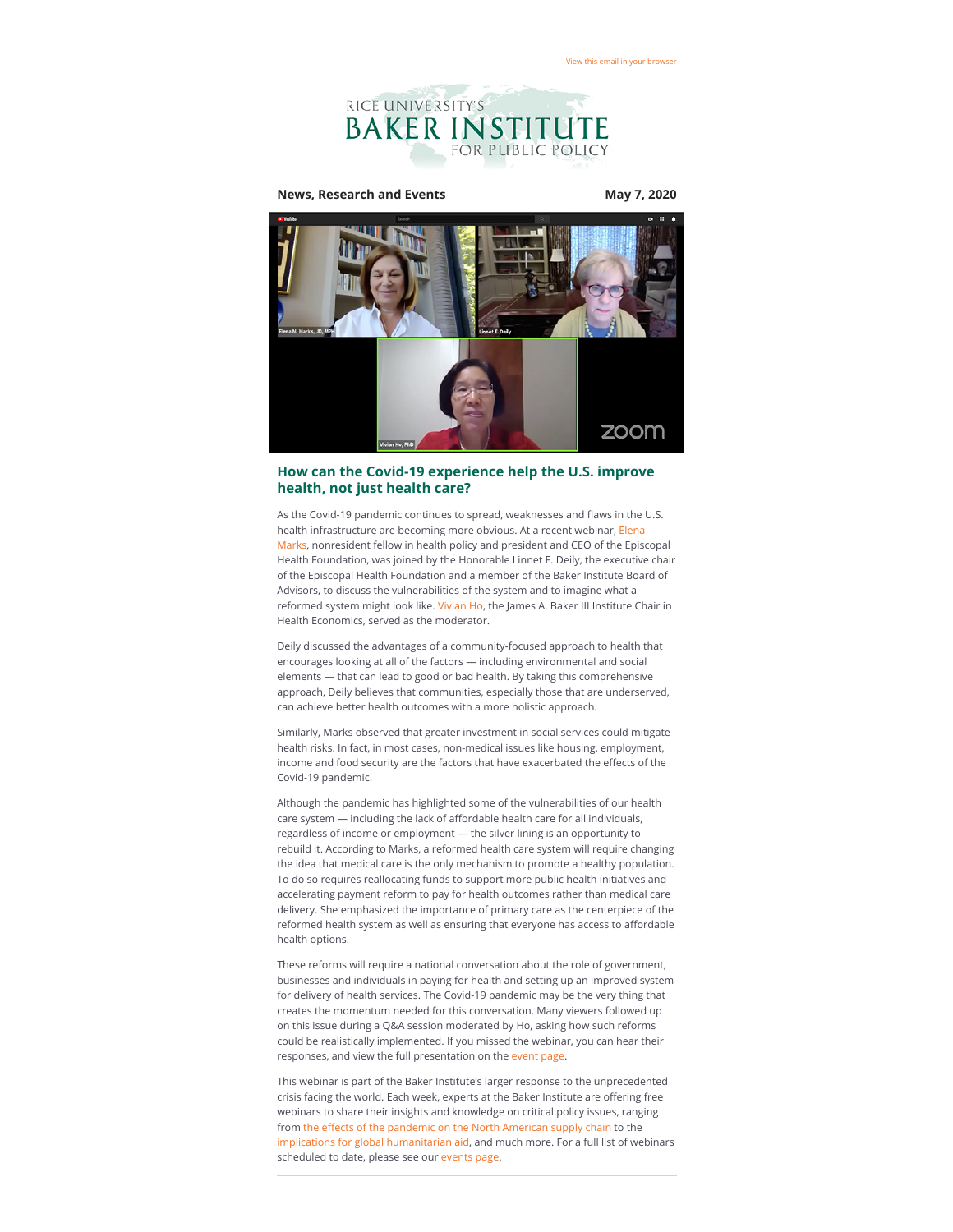View this email in your browser

RICE UNIVERSITY'S
BAKER INSTITUTE
FOR PUBLIC POLICY

**News, Research and Events** **May 7, 2020**

## How can the Covid-19 experience help the U.S. improve health, not just health care?

As the Covid-19 pandemic continues to spread, weaknesses and flaws in the U.S. health infrastructure are becoming more obvious. At a recent webinar, Elena Marks, nonresident fellow in health policy and president and CEO of the Episcopal Health Foundation, was joined by the Honorable Linnet F. Deily, the executive chair of the Episcopal Health Foundation and a member of the Baker Institute Board of Advisors, to discuss the vulnerabilities of the system and to imagine what a reformed system might look like. Vivian Ho, the James A. Baker III Institute Chair in Health Economics, served as the moderator.

Deily discussed the advantages of a community-focused approach to health that encourages looking at all of the factors — including environmental and social elements — that can lead to good or bad health. By taking this comprehensive approach, Deily believes that communities, especially those that are underserved, can achieve better health outcomes with a more holistic approach.

Similarly, Marks observed that greater investment in social services could mitigate health risks. In fact, in most cases, non-medical issues like housing, employment, income and food security are the factors that have exacerbated the effects of the Covid-19 pandemic.

Although the pandemic has highlighted some of the vulnerabilities of our health care system — including the lack of affordable health care for all individuals, regardless of income or employment — the silver lining is an opportunity to rebuild it. According to Marks, a reformed health care system will require changing the idea that medical care is the only mechanism to promote a healthy population. To do so requires reallocating funds to support more public health initiatives and accelerating payment reform to pay for health outcomes rather than medical care delivery. She emphasized the importance of primary care as the centerpiece of the reformed health system as well as ensuring that everyone has access to affordable health options.

These reforms will require a national conversation about the role of government, businesses and individuals in paying for health and setting up an improved system for delivery of health services. The Covid-19 pandemic may be the very thing that creates the momentum needed for this conversation. Many viewers followed up on this issue during a Q&A session moderated by Ho, asking how such reforms could be realistically implemented. If you missed the webinar, you can hear their responses, and view the full presentation on the event page.

This webinar is part of the Baker Institute's larger response to the unprecedented crisis facing the world. Each week, experts at the Baker Institute are offering free webinars to share their insights and knowledge on critical policy issues, ranging from the effects of the pandemic on the North American supply chain to the implications for global humanitarian aid, and much more. For a full list of webinars scheduled to date, please see our events page.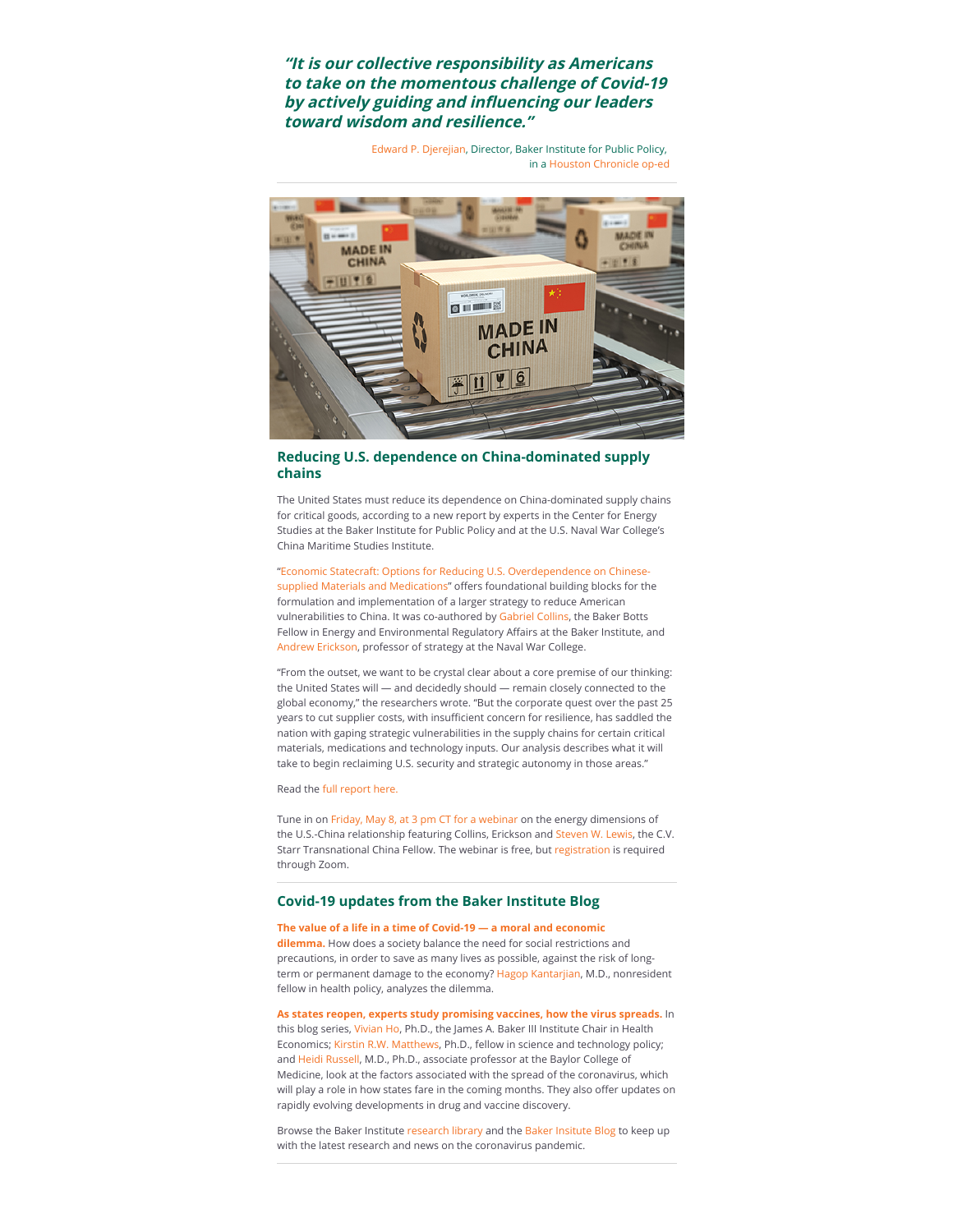***"It is our collective responsibility as Americans to take on the momentous challenge of Covid-19 by actively guiding and influencing our leaders toward wisdom and resilience."***

Edward P. Djerejian, Director, Baker Institute for Public Policy, in a Houston Chronicle op-ed

---

## Reducing U.S. dependence on China-dominated supply chains

The United States must reduce its dependence on China-dominated supply chains for critical goods, according to a new report by experts in the Center for Energy Studies at the Baker Institute for Public Policy and at the U.S. Naval War College's China Maritime Studies Institute.

"Economic Statecraft: Options for Reducing U.S. Overdependence on Chinese-supplied Materials and Medications" offers foundational building blocks for the formulation and implementation of a larger strategy to reduce American vulnerabilities to China. It was co-authored by Gabriel Collins, the Baker Botts Fellow in Energy and Environmental Regulatory Affairs at the Baker Institute, and Andrew Erickson, professor of strategy at the Naval War College.

"From the outset, we want to be crystal clear about a core premise of our thinking: the United States will — and decidedly should — remain closely connected to the global economy," the researchers wrote. "But the corporate quest over the past 25 years to cut supplier costs, with insufficient concern for resilience, has saddled the nation with gaping strategic vulnerabilities in the supply chains for certain critical materials, medications and technology inputs. Our analysis describes what it will take to begin reclaiming U.S. security and strategic autonomy in those areas."

Read the full report here.

Tune in on Friday, May 8, at 3 pm CT for a webinar on the energy dimensions of the U.S.-China relationship featuring Collins, Erickson and Steven W. Lewis, the C.V. Starr Transnational China Fellow. The webinar is free, but registration is required through Zoom.

---

## Covid-19 updates from the Baker Institute Blog

**The value of a life in a time of Covid-19 — a moral and economic dilemma.** How does a society balance the need for social restrictions and precautions, in order to save as many lives as possible, against the risk of long-term or permanent damage to the economy? Hagop Kantarjian, M.D., nonresident fellow in health policy, analyzes the dilemma.

**As states reopen, experts study promising vaccines, how the virus spreads.** In this blog series, Vivian Ho, Ph.D., the James A. Baker III Institute Chair in Health Economics; Kirstin R.W. Matthews, Ph.D., fellow in science and technology policy; and Heidi Russell, M.D., Ph.D., associate professor at the Baylor College of Medicine, look at the factors associated with the spread of the coronavirus, which will play a role in how states fare in the coming months. They also offer updates on rapidly evolving developments in drug and vaccine discovery.

Browse the Baker Institute research library and the Baker Insitute Blog to keep up with the latest research and news on the coronavirus pandemic.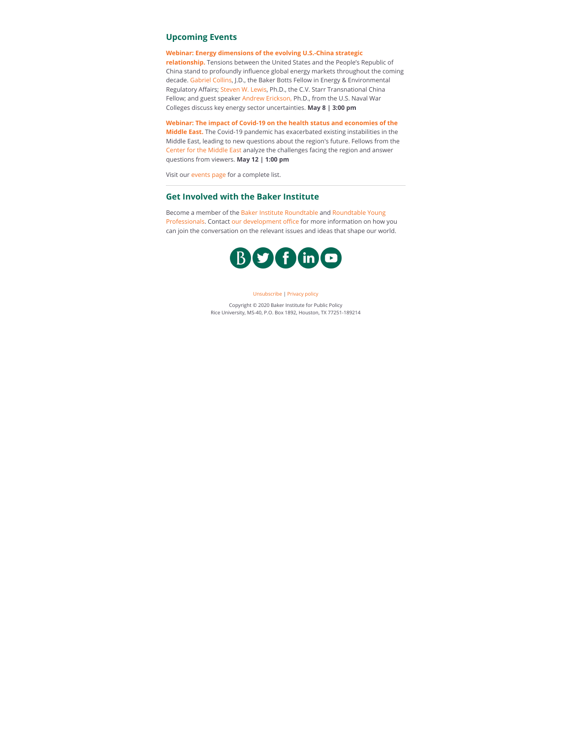## Upcoming Events

**Webinar: Energy dimensions of the evolving U.S.-China strategic relationship.** Tensions between the United States and the People's Republic of China stand to profoundly influence global energy markets throughout the coming decade. Gabriel Collins, J.D., the Baker Botts Fellow in Energy & Environmental Regulatory Affairs; Steven W. Lewis, Ph.D., the C.V. Starr Transnational China Fellow; and guest speaker Andrew Erickson, Ph.D., from the U.S. Naval War Colleges discuss key energy sector uncertainties. **May 8 | 3:00 pm**

**Webinar: The impact of Covid-19 on the health status and economies of the Middle East.** The Covid-19 pandemic has exacerbated existing instabilities in the Middle East, leading to new questions about the region's future. Fellows from the Center for the Middle East analyze the challenges facing the region and answer questions from viewers. **May 12 | 1:00 pm**

Visit our events page for a complete list.

---

## Get Involved with the Baker Institute

Become a member of the Baker Institute Roundtable and Roundtable Young Professionals. Contact our development office for more information on how you can join the conversation on the relevant issues and ideas that shape our world.

Unsubscribe | Privacy policy

Copyright © 2020 Baker Institute for Public Policy
Rice University, MS-40, P.O. Box 1892, Houston, TX 77251-189214